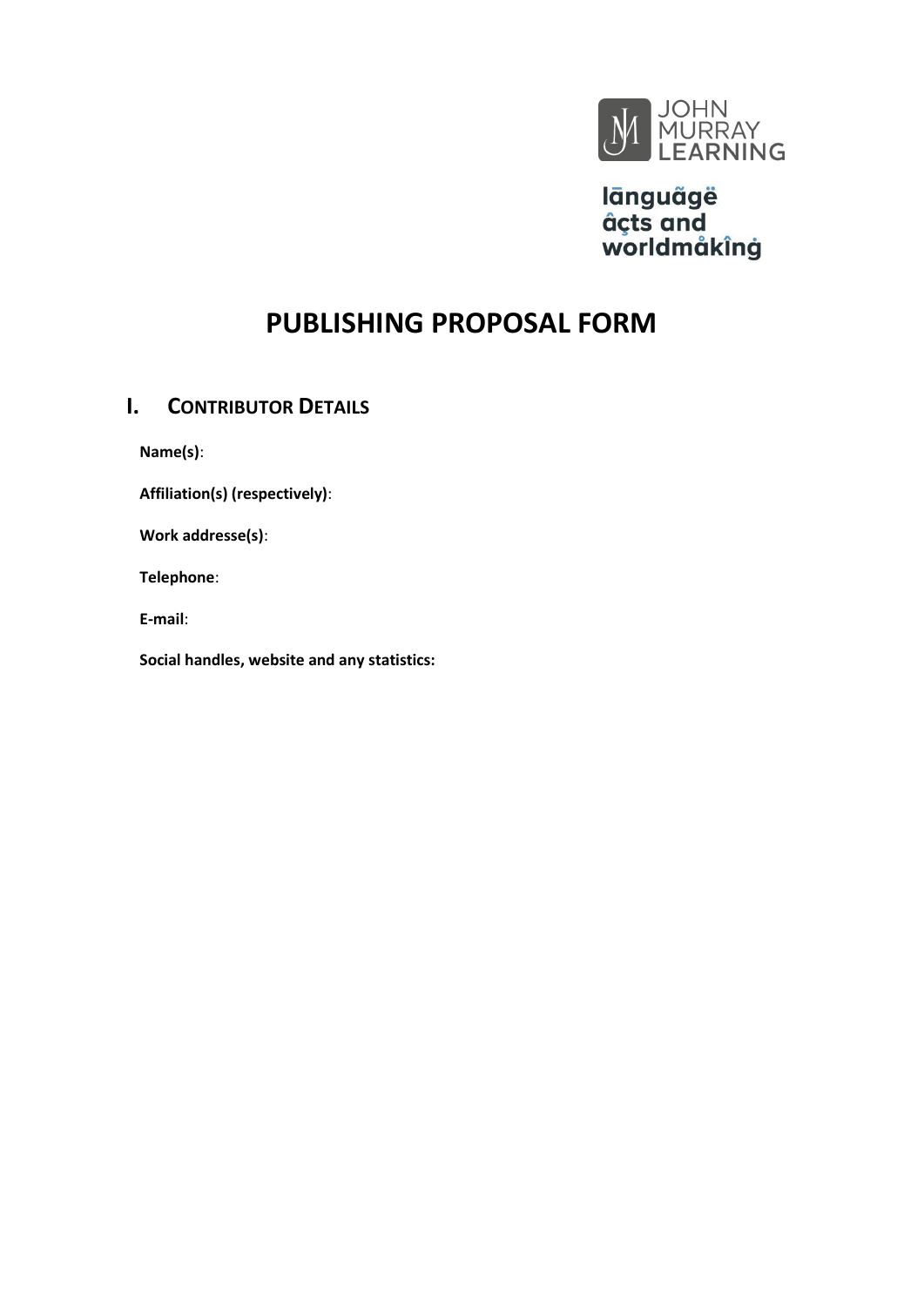JOHN MURRAY LEARNING

lānguãgë âçts and worldmåkîng

# PUBLISHING PROPOSAL FORM

## I. Contributor Details

**Name(s)**:

**Affiliation(s) (respectively)**:

**Work addresse(s)**:

**Telephone**:

**E-mail**:

**Social handles, website and any statistics:**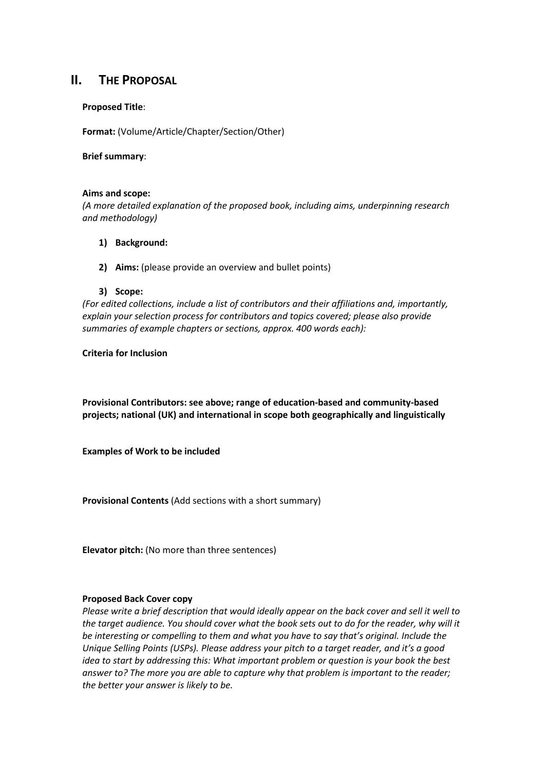## II. The Proposal

**Proposed Title**:

**Format:** (Volume/Article/Chapter/Section/Other)

**Brief summary**:

**Aims and scope:**

*(A more detailed explanation of the proposed book, including aims, underpinning research and methodology)*

1) **Background:**

2) **Aims:** (please provide an overview and bullet points)

3) **Scope:**

*(For edited collections, include a list of contributors and their affiliations and, importantly, explain your selection process for contributors and topics covered; please also provide summaries of example chapters or sections, approx. 400 words each):*

**Criteria for Inclusion**

**Provisional Contributors: see above; range of education-based and community-based projects; national (UK) and international in scope both geographically and linguistically**

**Examples of Work to be included**

**Provisional Contents** (Add sections with a short summary)

**Elevator pitch:** (No more than three sentences)

**Proposed Back Cover copy**

*Please write a brief description that would ideally appear on the back cover and sell it well to the target audience. You should cover what the book sets out to do for the reader, why will it be interesting or compelling to them and what you have to say that's original. Include the Unique Selling Points (USPs). Please address your pitch to a target reader, and it's a good idea to start by addressing this: What important problem or question is your book the best answer to? The more you are able to capture why that problem is important to the reader; the better your answer is likely to be.*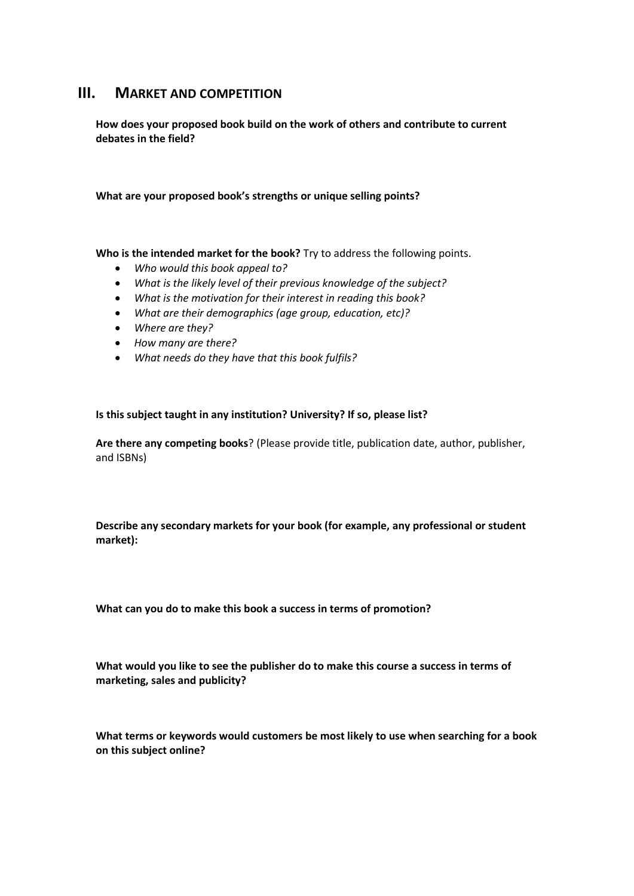## III. MARKET AND COMPETITION

**How does your proposed book build on the work of others and contribute to current debates in the field?**

**What are your proposed book's strengths or unique selling points?**

**Who is the intended market for the book?** Try to address the following points.

- *Who would this book appeal to?*
- *What is the likely level of their previous knowledge of the subject?*
- *What is the motivation for their interest in reading this book?*
- *What are their demographics (age group, education, etc)?*
- *Where are they?*
- *How many are there?*
- *What needs do they have that this book fulfils?*

**Is this subject taught in any institution? University? If so, please list?**

**Are there any competing books**? (Please provide title, publication date, author, publisher, and ISBNs)

**Describe any secondary markets for your book (for example, any professional or student market):**

**What can you do to make this book a success in terms of promotion?**

**What would you like to see the publisher do to make this course a success in terms of marketing, sales and publicity?**

**What terms or keywords would customers be most likely to use when searching for a book on this subject online?**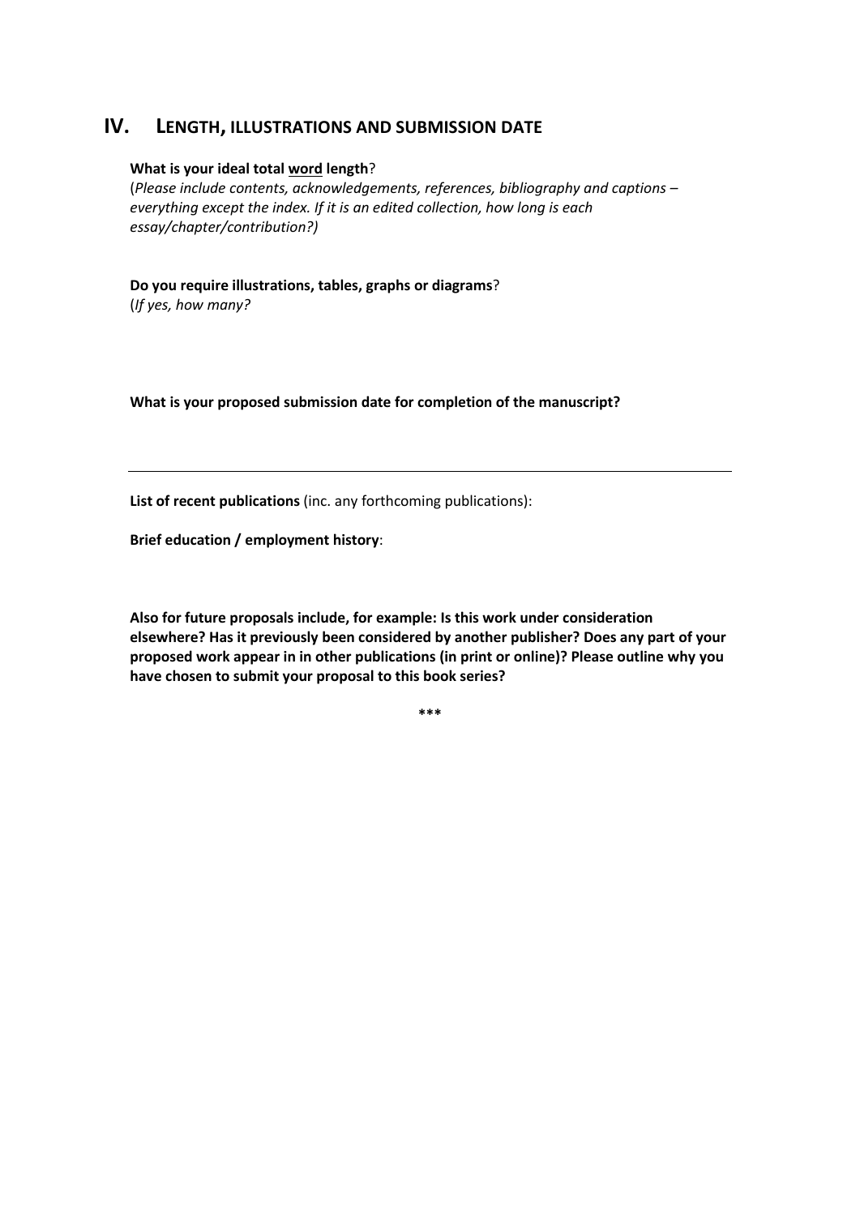## IV. LENGTH, ILLUSTRATIONS AND SUBMISSION DATE

**What is your ideal total <u>word</u> length**?
(*Please include contents, acknowledgements, references, bibliography and captions – everything except the index. If it is an edited collection, how long is each essay/chapter/contribution?)*

**Do you require illustrations, tables, graphs or diagrams**?
(*If yes, how many?*

**What is your proposed submission date for completion of the manuscript?**

---

**List of recent publications** (inc. any forthcoming publications):

**Brief education / employment history**:

**Also for future proposals include, for example: Is this work under consideration elsewhere? Has it previously been considered by another publisher? Does any part of your proposed work appear in in other publications (in print or online)? Please outline why you have chosen to submit your proposal to this book series?**

***